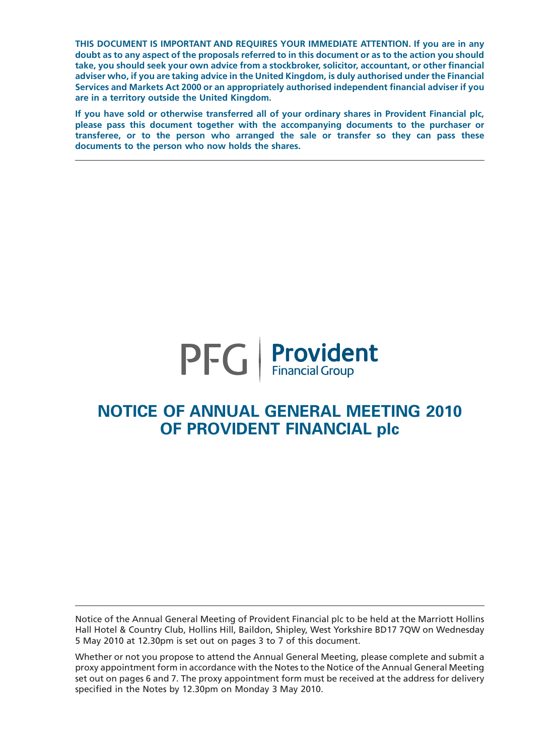**THIS DOCUMENT IS IMPORTANT AND REQUIRES YOUR IMMEDIATE ATTENTION. If you are in any doubt as to any aspect of the proposals referred to in this document or as to the action you should take, you should seek your own advice from a stockbroker, solicitor, accountant, or other financial adviser who, if you are taking advice in the United Kingdom, is duly authorised under the Financial Services and Markets Act 2000 or an appropriately authorised independent financial adviser if you are in a territory outside the United Kingdom.**

**If you have sold or otherwise transferred all of your ordinary shares in Provident Financial plc, please pass this document together with the accompanying documents to the purchaser or transferee, or to the person who arranged the sale or transfer so they can pass these documents to the person who now holds the shares.**

---

PFG | **Provident** Financial Group

# NOTICE OF ANNUAL GENERAL MEETING 2010 OF PROVIDENT FINANCIAL plc

---

Notice of the Annual General Meeting of Provident Financial plc to be held at the Marriott Hollins Hall Hotel & Country Club, Hollins Hill, Baildon, Shipley, West Yorkshire BD17 7QW on Wednesday 5 May 2010 at 12.30pm is set out on pages 3 to 7 of this document.

Whether or not you propose to attend the Annual General Meeting, please complete and submit a proxy appointment form in accordance with the Notes to the Notice of the Annual General Meeting set out on pages 6 and 7. The proxy appointment form must be received at the address for delivery specified in the Notes by 12.30pm on Monday 3 May 2010.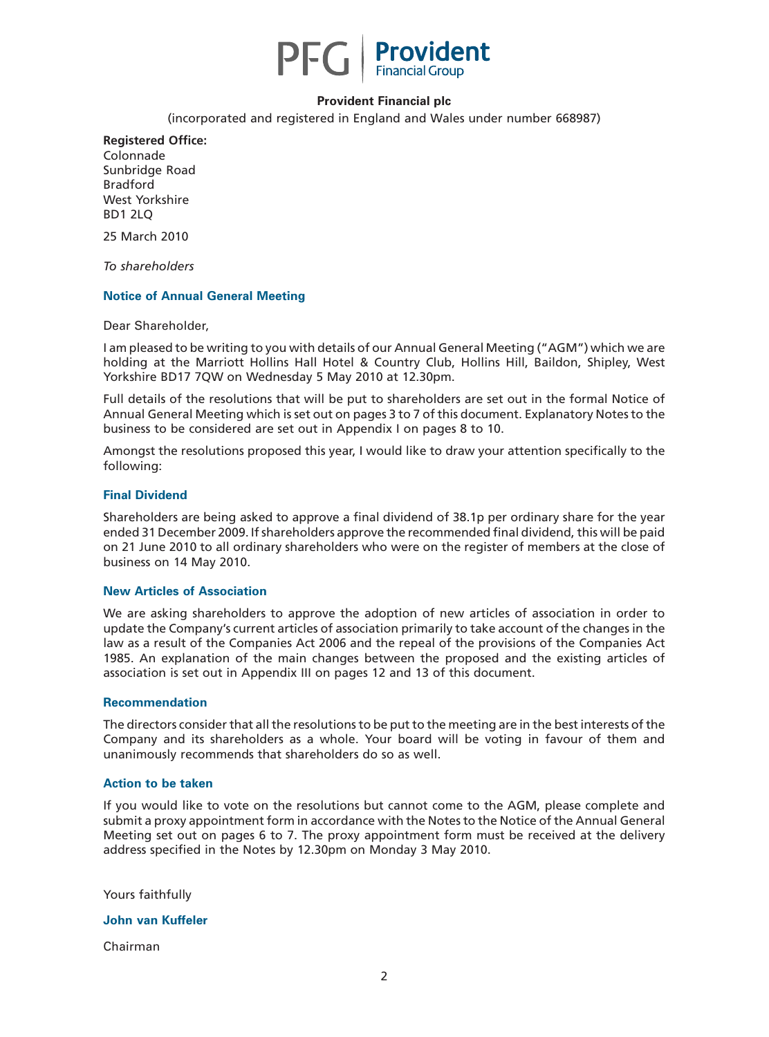**PFG | Provident Financial Group**

**Provident Financial plc**

(incorporated and registered in England and Wales under number 668987)

**Registered Office:**
Colonnade
Sunbridge Road
Bradford
West Yorkshire
BD1 2LQ

25 March 2010

*To shareholders*

## Notice of Annual General Meeting

Dear Shareholder,

I am pleased to be writing to you with details of our Annual General Meeting ("AGM") which we are holding at the Marriott Hollins Hall Hotel & Country Club, Hollins Hill, Baildon, Shipley, West Yorkshire BD17 7QW on Wednesday 5 May 2010 at 12.30pm.

Full details of the resolutions that will be put to shareholders are set out in the formal Notice of Annual General Meeting which is set out on pages 3 to 7 of this document. Explanatory Notes to the business to be considered are set out in Appendix I on pages 8 to 10.

Amongst the resolutions proposed this year, I would like to draw your attention specifically to the following:

### Final Dividend

Shareholders are being asked to approve a final dividend of 38.1p per ordinary share for the year ended 31 December 2009. If shareholders approve the recommended final dividend, this will be paid on 21 June 2010 to all ordinary shareholders who were on the register of members at the close of business on 14 May 2010.

### New Articles of Association

We are asking shareholders to approve the adoption of new articles of association in order to update the Company's current articles of association primarily to take account of the changes in the law as a result of the Companies Act 2006 and the repeal of the provisions of the Companies Act 1985. An explanation of the main changes between the proposed and the existing articles of association is set out in Appendix III on pages 12 and 13 of this document.

### Recommendation

The directors consider that all the resolutions to be put to the meeting are in the best interests of the Company and its shareholders as a whole. Your board will be voting in favour of them and unanimously recommends that shareholders do so as well.

### Action to be taken

If you would like to vote on the resolutions but cannot come to the AGM, please complete and submit a proxy appointment form in accordance with the Notes to the Notice of the Annual General Meeting set out on pages 6 to 7. The proxy appointment form must be received at the delivery address specified in the Notes by 12.30pm on Monday 3 May 2010.

Yours faithfully

**John van Kuffeler**

Chairman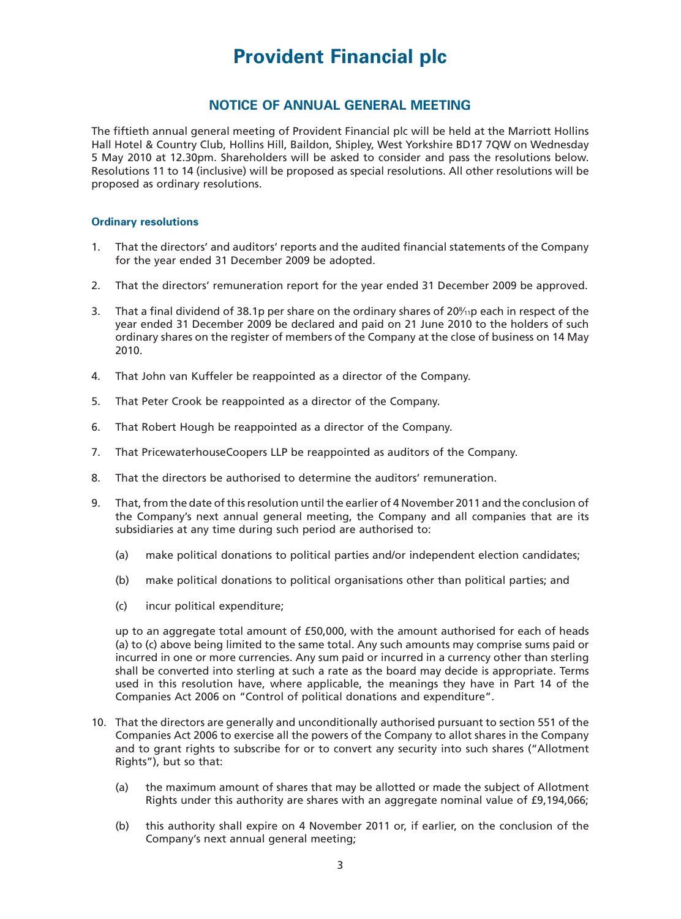# Provident Financial plc

## NOTICE OF ANNUAL GENERAL MEETING

The fiftieth annual general meeting of Provident Financial plc will be held at the Marriott Hollins Hall Hotel & Country Club, Hollins Hill, Baildon, Shipley, West Yorkshire BD17 7QW on Wednesday 5 May 2010 at 12.30pm. Shareholders will be asked to consider and pass the resolutions below. Resolutions 11 to 14 (inclusive) will be proposed as special resolutions. All other resolutions will be proposed as ordinary resolutions.

### Ordinary resolutions

1. That the directors' and auditors' reports and the audited financial statements of the Company for the year ended 31 December 2009 be adopted.

2. That the directors' remuneration report for the year ended 31 December 2009 be approved.

3. That a final dividend of 38.1p per share on the ordinary shares of 20$\frac{8}{11}$p each in respect of the year ended 31 December 2009 be declared and paid on 21 June 2010 to the holders of such ordinary shares on the register of members of the Company at the close of business on 14 May 2010.

4. That John van Kuffeler be reappointed as a director of the Company.

5. That Peter Crook be reappointed as a director of the Company.

6. That Robert Hough be reappointed as a director of the Company.

7. That PricewaterhouseCoopers LLP be reappointed as auditors of the Company.

8. That the directors be authorised to determine the auditors' remuneration.

9. That, from the date of this resolution until the earlier of 4 November 2011 and the conclusion of the Company's next annual general meeting, the Company and all companies that are its subsidiaries at any time during such period are authorised to:

   (a) make political donations to political parties and/or independent election candidates;

   (b) make political donations to political organisations other than political parties; and

   (c) incur political expenditure;

   up to an aggregate total amount of £50,000, with the amount authorised for each of heads (a) to (c) above being limited to the same total. Any such amounts may comprise sums paid or incurred in one or more currencies. Any sum paid or incurred in a currency other than sterling shall be converted into sterling at such a rate as the board may decide is appropriate. Terms used in this resolution have, where applicable, the meanings they have in Part 14 of the Companies Act 2006 on "Control of political donations and expenditure".

10. That the directors are generally and unconditionally authorised pursuant to section 551 of the Companies Act 2006 to exercise all the powers of the Company to allot shares in the Company and to grant rights to subscribe for or to convert any security into such shares ("Allotment Rights"), but so that:

    (a) the maximum amount of shares that may be allotted or made the subject of Allotment Rights under this authority are shares with an aggregate nominal value of £9,194,066;

    (b) this authority shall expire on 4 November 2011 or, if earlier, on the conclusion of the Company's next annual general meeting;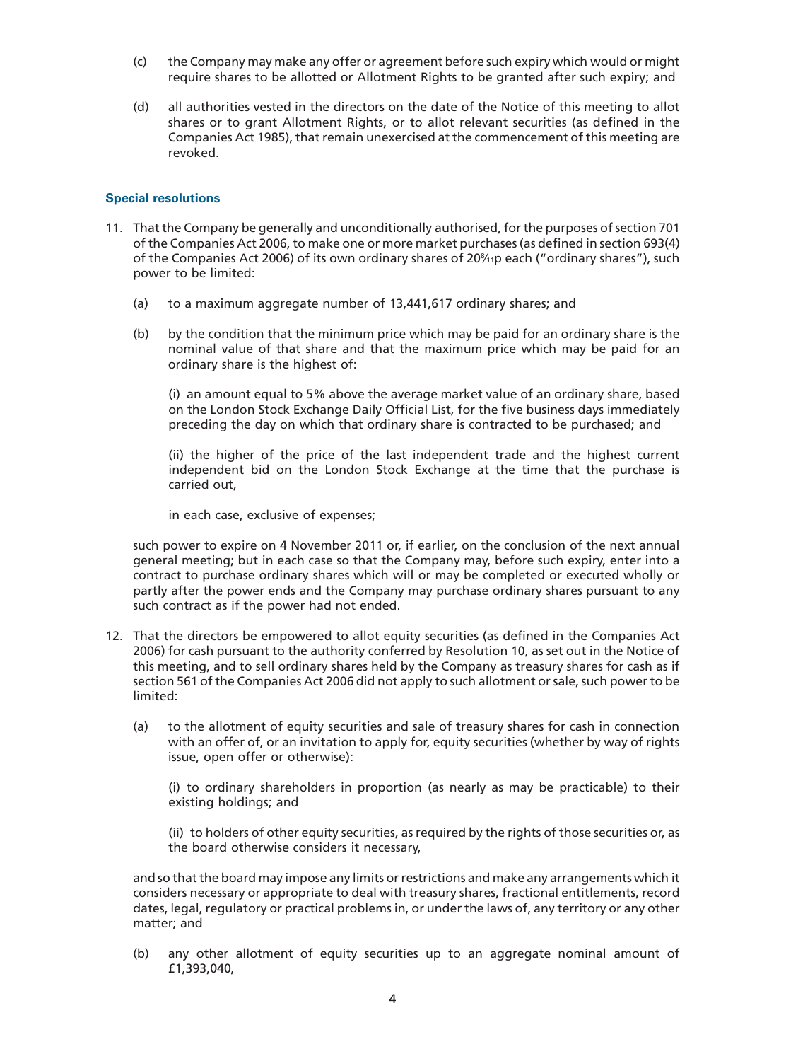(c) the Company may make any offer or agreement before such expiry which would or might require shares to be allotted or Allotment Rights to be granted after such expiry; and

(d) all authorities vested in the directors on the date of the Notice of this meeting to allot shares or to grant Allotment Rights, or to allot relevant securities (as defined in the Companies Act 1985), that remain unexercised at the commencement of this meeting are revoked.

### Special resolutions

11. That the Company be generally and unconditionally authorised, for the purposes of section 701 of the Companies Act 2006, to make one or more market purchases (as defined in section 693(4) of the Companies Act 2006) of its own ordinary shares of 20$\frac{8}{11}$p each ("ordinary shares"), such power to be limited:

    (a) to a maximum aggregate number of 13,441,617 ordinary shares; and

    (b) by the condition that the minimum price which may be paid for an ordinary share is the nominal value of that share and that the maximum price which may be paid for an ordinary share is the highest of:

    (i) an amount equal to 5% above the average market value of an ordinary share, based on the London Stock Exchange Daily Official List, for the five business days immediately preceding the day on which that ordinary share is contracted to be purchased; and

    (ii) the higher of the price of the last independent trade and the highest current independent bid on the London Stock Exchange at the time that the purchase is carried out,

    in each case, exclusive of expenses;

    such power to expire on 4 November 2011 or, if earlier, on the conclusion of the next annual general meeting; but in each case so that the Company may, before such expiry, enter into a contract to purchase ordinary shares which will or may be completed or executed wholly or partly after the power ends and the Company may purchase ordinary shares pursuant to any such contract as if the power had not ended.

12. That the directors be empowered to allot equity securities (as defined in the Companies Act 2006) for cash pursuant to the authority conferred by Resolution 10, as set out in the Notice of this meeting, and to sell ordinary shares held by the Company as treasury shares for cash as if section 561 of the Companies Act 2006 did not apply to such allotment or sale, such power to be limited:

    (a) to the allotment of equity securities and sale of treasury shares for cash in connection with an offer of, or an invitation to apply for, equity securities (whether by way of rights issue, open offer or otherwise):

    (i) to ordinary shareholders in proportion (as nearly as may be practicable) to their existing holdings; and

    (ii) to holders of other equity securities, as required by the rights of those securities or, as the board otherwise considers it necessary,

    and so that the board may impose any limits or restrictions and make any arrangements which it considers necessary or appropriate to deal with treasury shares, fractional entitlements, record dates, legal, regulatory or practical problems in, or under the laws of, any territory or any other matter; and

    (b) any other allotment of equity securities up to an aggregate nominal amount of £1,393,040,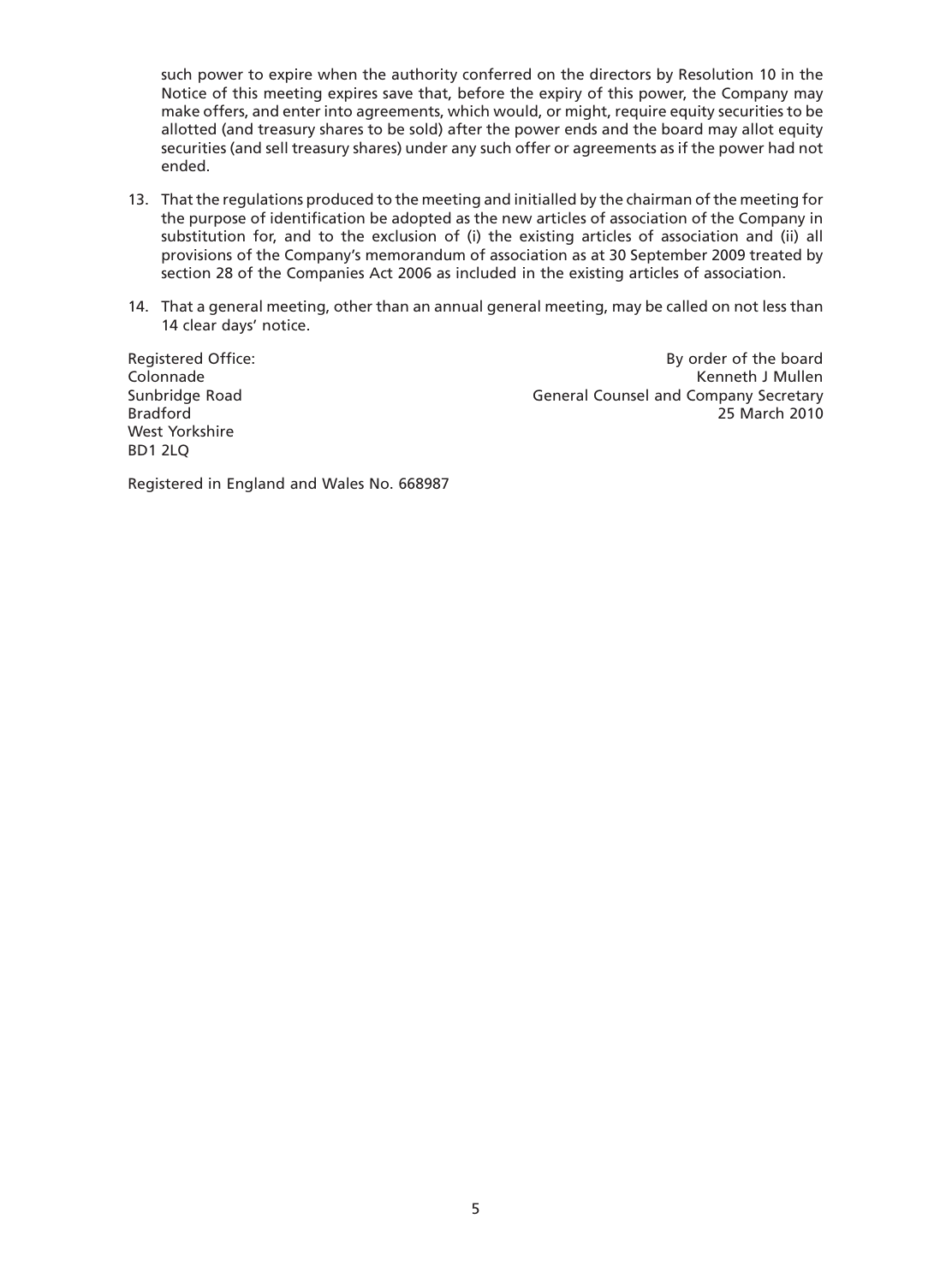such power to expire when the authority conferred on the directors by Resolution 10 in the Notice of this meeting expires save that, before the expiry of this power, the Company may make offers, and enter into agreements, which would, or might, require equity securities to be allotted (and treasury shares to be sold) after the power ends and the board may allot equity securities (and sell treasury shares) under any such offer or agreements as if the power had not ended.

13. That the regulations produced to the meeting and initialled by the chairman of the meeting for the purpose of identification be adopted as the new articles of association of the Company in substitution for, and to the exclusion of (i) the existing articles of association and (ii) all provisions of the Company's memorandum of association as at 30 September 2009 treated by section 28 of the Companies Act 2006 as included in the existing articles of association.

14. That a general meeting, other than an annual general meeting, may be called on not less than 14 clear days' notice.

Registered Office:
Colonnade
Sunbridge Road
Bradford
West Yorkshire
BD1 2LQ

By order of the board
Kenneth J Mullen
General Counsel and Company Secretary
25 March 2010

Registered in England and Wales No. 668987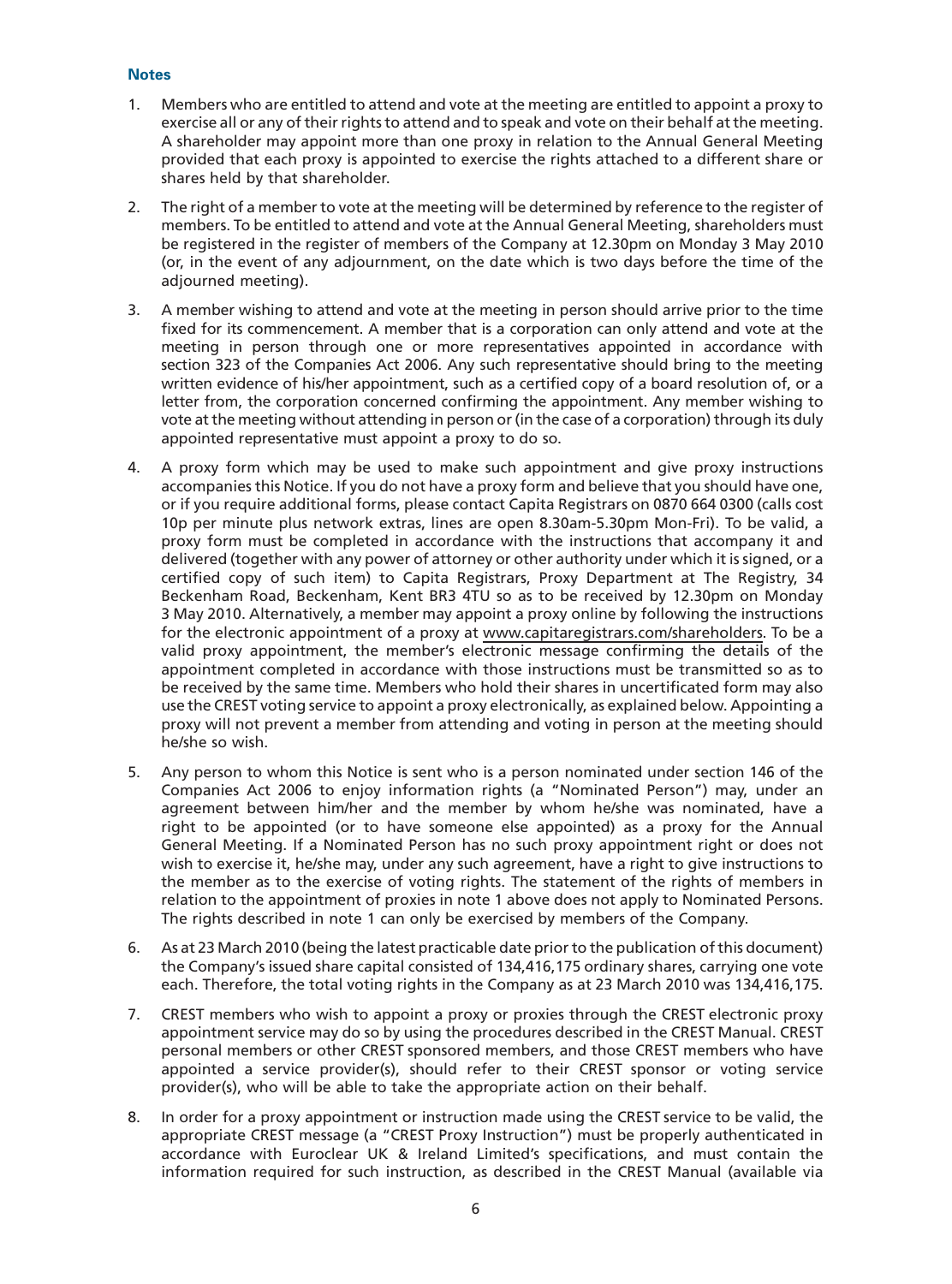### Notes

1. Members who are entitled to attend and vote at the meeting are entitled to appoint a proxy to exercise all or any of their rights to attend and to speak and vote on their behalf at the meeting. A shareholder may appoint more than one proxy in relation to the Annual General Meeting provided that each proxy is appointed to exercise the rights attached to a different share or shares held by that shareholder.

2. The right of a member to vote at the meeting will be determined by reference to the register of members. To be entitled to attend and vote at the Annual General Meeting, shareholders must be registered in the register of members of the Company at 12.30pm on Monday 3 May 2010 (or, in the event of any adjournment, on the date which is two days before the time of the adjourned meeting).

3. A member wishing to attend and vote at the meeting in person should arrive prior to the time fixed for its commencement. A member that is a corporation can only attend and vote at the meeting in person through one or more representatives appointed in accordance with section 323 of the Companies Act 2006. Any such representative should bring to the meeting written evidence of his/her appointment, such as a certified copy of a board resolution of, or a letter from, the corporation concerned confirming the appointment. Any member wishing to vote at the meeting without attending in person or (in the case of a corporation) through its duly appointed representative must appoint a proxy to do so.

4. A proxy form which may be used to make such appointment and give proxy instructions accompanies this Notice. If you do not have a proxy form and believe that you should have one, or if you require additional forms, please contact Capita Registrars on 0870 664 0300 (calls cost 10p per minute plus network extras, lines are open 8.30am-5.30pm Mon-Fri). To be valid, a proxy form must be completed in accordance with the instructions that accompany it and delivered (together with any power of attorney or other authority under which it is signed, or a certified copy of such item) to Capita Registrars, Proxy Department at The Registry, 34 Beckenham Road, Beckenham, Kent BR3 4TU so as to be received by 12.30pm on Monday 3 May 2010. Alternatively, a member may appoint a proxy online by following the instructions for the electronic appointment of a proxy at www.capitaregistrars.com/shareholders. To be a valid proxy appointment, the member's electronic message confirming the details of the appointment completed in accordance with those instructions must be transmitted so as to be received by the same time. Members who hold their shares in uncertificated form may also use the CREST voting service to appoint a proxy electronically, as explained below. Appointing a proxy will not prevent a member from attending and voting in person at the meeting should he/she so wish.

5. Any person to whom this Notice is sent who is a person nominated under section 146 of the Companies Act 2006 to enjoy information rights (a "Nominated Person") may, under an agreement between him/her and the member by whom he/she was nominated, have a right to be appointed (or to have someone else appointed) as a proxy for the Annual General Meeting. If a Nominated Person has no such proxy appointment right or does not wish to exercise it, he/she may, under any such agreement, have a right to give instructions to the member as to the exercise of voting rights. The statement of the rights of members in relation to the appointment of proxies in note 1 above does not apply to Nominated Persons. The rights described in note 1 can only be exercised by members of the Company.

6. As at 23 March 2010 (being the latest practicable date prior to the publication of this document) the Company's issued share capital consisted of 134,416,175 ordinary shares, carrying one vote each. Therefore, the total voting rights in the Company as at 23 March 2010 was 134,416,175.

7. CREST members who wish to appoint a proxy or proxies through the CREST electronic proxy appointment service may do so by using the procedures described in the CREST Manual. CREST personal members or other CREST sponsored members, and those CREST members who have appointed a service provider(s), should refer to their CREST sponsor or voting service provider(s), who will be able to take the appropriate action on their behalf.

8. In order for a proxy appointment or instruction made using the CREST service to be valid, the appropriate CREST message (a "CREST Proxy Instruction") must be properly authenticated in accordance with Euroclear UK & Ireland Limited's specifications, and must contain the information required for such instruction, as described in the CREST Manual (available via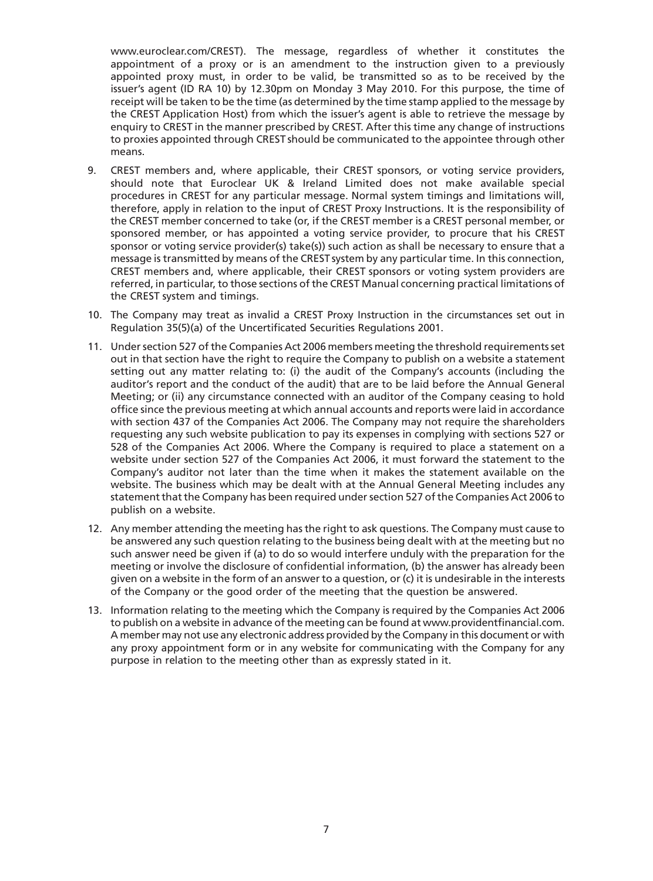www.euroclear.com/CREST). The message, regardless of whether it constitutes the appointment of a proxy or is an amendment to the instruction given to a previously appointed proxy must, in order to be valid, be transmitted so as to be received by the issuer's agent (ID RA 10) by 12.30pm on Monday 3 May 2010. For this purpose, the time of receipt will be taken to be the time (as determined by the time stamp applied to the message by the CREST Application Host) from which the issuer's agent is able to retrieve the message by enquiry to CREST in the manner prescribed by CREST. After this time any change of instructions to proxies appointed through CREST should be communicated to the appointee through other means.

9. CREST members and, where applicable, their CREST sponsors, or voting service providers, should note that Euroclear UK & Ireland Limited does not make available special procedures in CREST for any particular message. Normal system timings and limitations will, therefore, apply in relation to the input of CREST Proxy Instructions. It is the responsibility of the CREST member concerned to take (or, if the CREST member is a CREST personal member, or sponsored member, or has appointed a voting service provider, to procure that his CREST sponsor or voting service provider(s) take(s)) such action as shall be necessary to ensure that a message is transmitted by means of the CREST system by any particular time. In this connection, CREST members and, where applicable, their CREST sponsors or voting system providers are referred, in particular, to those sections of the CREST Manual concerning practical limitations of the CREST system and timings.

10. The Company may treat as invalid a CREST Proxy Instruction in the circumstances set out in Regulation 35(5)(a) of the Uncertificated Securities Regulations 2001.

11. Under section 527 of the Companies Act 2006 members meeting the threshold requirements set out in that section have the right to require the Company to publish on a website a statement setting out any matter relating to: (i) the audit of the Company's accounts (including the auditor's report and the conduct of the audit) that are to be laid before the Annual General Meeting; or (ii) any circumstance connected with an auditor of the Company ceasing to hold office since the previous meeting at which annual accounts and reports were laid in accordance with section 437 of the Companies Act 2006. The Company may not require the shareholders requesting any such website publication to pay its expenses in complying with sections 527 or 528 of the Companies Act 2006. Where the Company is required to place a statement on a website under section 527 of the Companies Act 2006, it must forward the statement to the Company's auditor not later than the time when it makes the statement available on the website. The business which may be dealt with at the Annual General Meeting includes any statement that the Company has been required under section 527 of the Companies Act 2006 to publish on a website.

12. Any member attending the meeting has the right to ask questions. The Company must cause to be answered any such question relating to the business being dealt with at the meeting but no such answer need be given if (a) to do so would interfere unduly with the preparation for the meeting or involve the disclosure of confidential information, (b) the answer has already been given on a website in the form of an answer to a question, or (c) it is undesirable in the interests of the Company or the good order of the meeting that the question be answered.

13. Information relating to the meeting which the Company is required by the Companies Act 2006 to publish on a website in advance of the meeting can be found at www.providentfinancial.com. A member may not use any electronic address provided by the Company in this document or with any proxy appointment form or in any website for communicating with the Company for any purpose in relation to the meeting other than as expressly stated in it.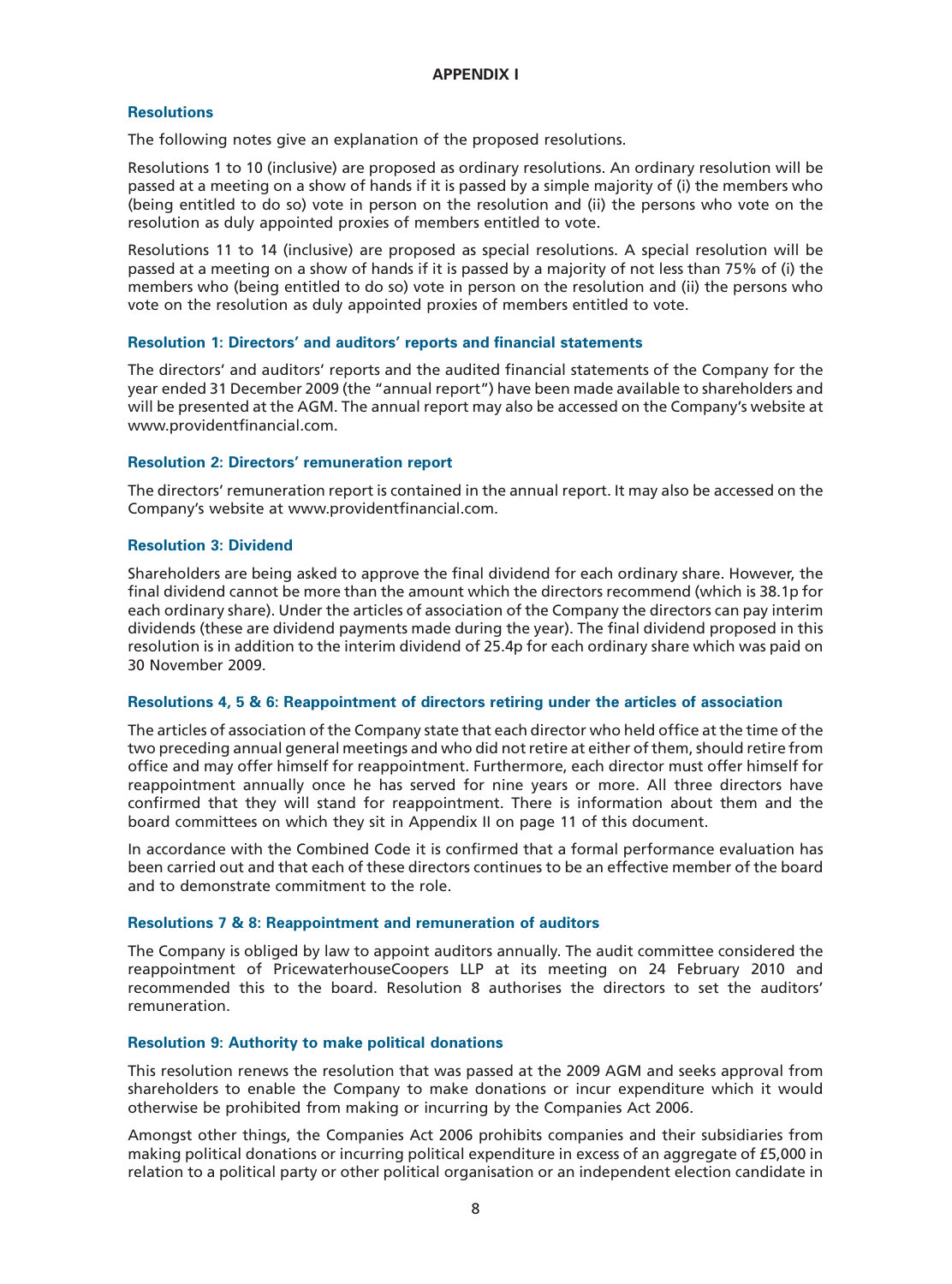# APPENDIX I

## Resolutions

The following notes give an explanation of the proposed resolutions.

Resolutions 1 to 10 (inclusive) are proposed as ordinary resolutions. An ordinary resolution will be passed at a meeting on a show of hands if it is passed by a simple majority of (i) the members who (being entitled to do so) vote in person on the resolution and (ii) the persons who vote on the resolution as duly appointed proxies of members entitled to vote.

Resolutions 11 to 14 (inclusive) are proposed as special resolutions. A special resolution will be passed at a meeting on a show of hands if it is passed by a majority of not less than 75% of (i) the members who (being entitled to do so) vote in person on the resolution and (ii) the persons who vote on the resolution as duly appointed proxies of members entitled to vote.

### Resolution 1: Directors' and auditors' reports and financial statements

The directors' and auditors' reports and the audited financial statements of the Company for the year ended 31 December 2009 (the "annual report") have been made available to shareholders and will be presented at the AGM. The annual report may also be accessed on the Company's website at www.providentfinancial.com.

### Resolution 2: Directors' remuneration report

The directors' remuneration report is contained in the annual report. It may also be accessed on the Company's website at www.providentfinancial.com.

### Resolution 3: Dividend

Shareholders are being asked to approve the final dividend for each ordinary share. However, the final dividend cannot be more than the amount which the directors recommend (which is 38.1p for each ordinary share). Under the articles of association of the Company the directors can pay interim dividends (these are dividend payments made during the year). The final dividend proposed in this resolution is in addition to the interim dividend of 25.4p for each ordinary share which was paid on 30 November 2009.

### Resolutions 4, 5 & 6: Reappointment of directors retiring under the articles of association

The articles of association of the Company state that each director who held office at the time of the two preceding annual general meetings and who did not retire at either of them, should retire from office and may offer himself for reappointment. Furthermore, each director must offer himself for reappointment annually once he has served for nine years or more. All three directors have confirmed that they will stand for reappointment. There is information about them and the board committees on which they sit in Appendix II on page 11 of this document.

In accordance with the Combined Code it is confirmed that a formal performance evaluation has been carried out and that each of these directors continues to be an effective member of the board and to demonstrate commitment to the role.

### Resolutions 7 & 8: Reappointment and remuneration of auditors

The Company is obliged by law to appoint auditors annually. The audit committee considered the reappointment of PricewaterhouseCoopers LLP at its meeting on 24 February 2010 and recommended this to the board. Resolution 8 authorises the directors to set the auditors' remuneration.

### Resolution 9: Authority to make political donations

This resolution renews the resolution that was passed at the 2009 AGM and seeks approval from shareholders to enable the Company to make donations or incur expenditure which it would otherwise be prohibited from making or incurring by the Companies Act 2006.

Amongst other things, the Companies Act 2006 prohibits companies and their subsidiaries from making political donations or incurring political expenditure in excess of an aggregate of £5,000 in relation to a political party or other political organisation or an independent election candidate in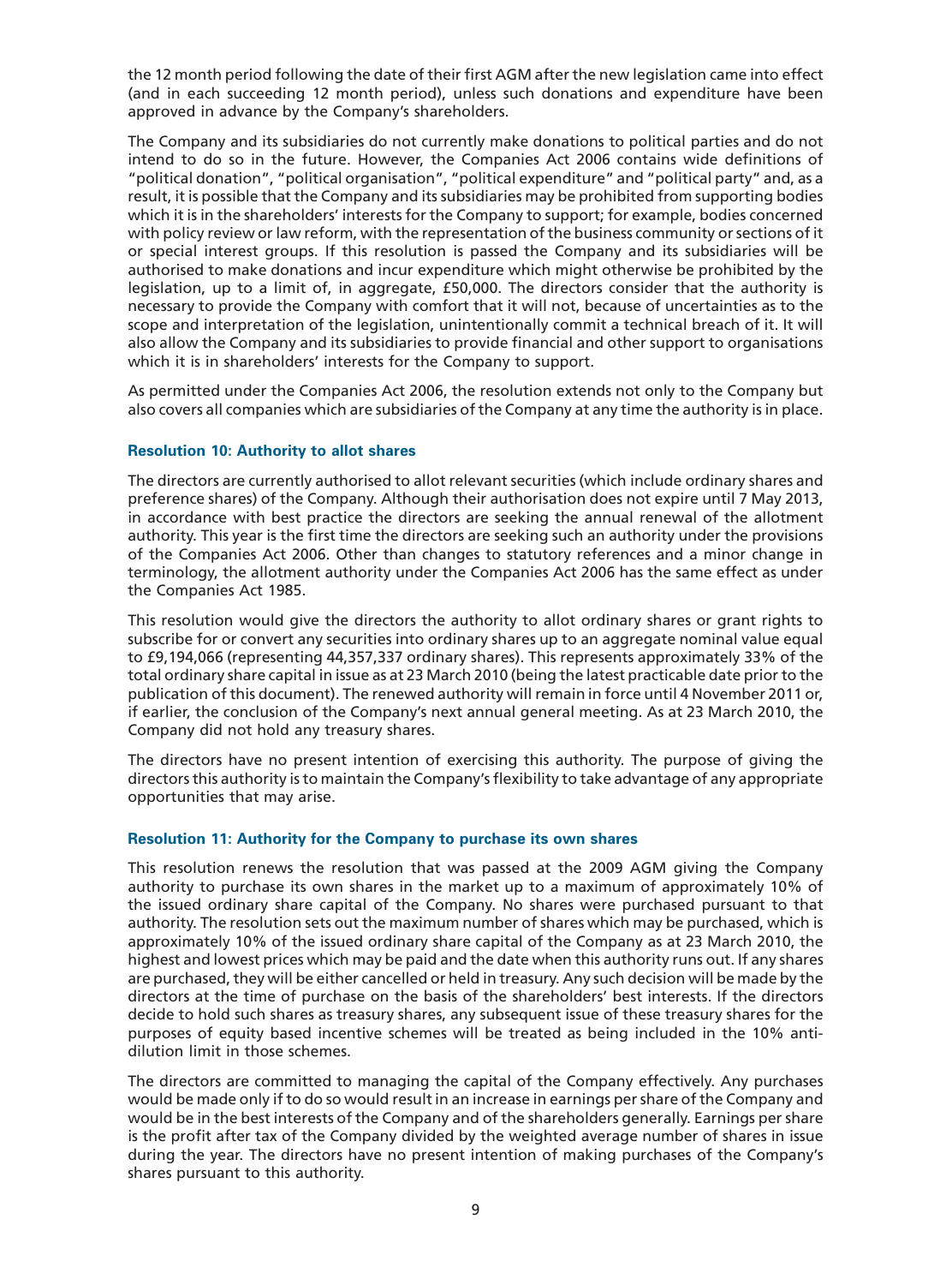the 12 month period following the date of their first AGM after the new legislation came into effect (and in each succeeding 12 month period), unless such donations and expenditure have been approved in advance by the Company's shareholders.

The Company and its subsidiaries do not currently make donations to political parties and do not intend to do so in the future. However, the Companies Act 2006 contains wide definitions of "political donation", "political organisation", "political expenditure" and "political party" and, as a result, it is possible that the Company and its subsidiaries may be prohibited from supporting bodies which it is in the shareholders' interests for the Company to support; for example, bodies concerned with policy review or law reform, with the representation of the business community or sections of it or special interest groups. If this resolution is passed the Company and its subsidiaries will be authorised to make donations and incur expenditure which might otherwise be prohibited by the legislation, up to a limit of, in aggregate, £50,000. The directors consider that the authority is necessary to provide the Company with comfort that it will not, because of uncertainties as to the scope and interpretation of the legislation, unintentionally commit a technical breach of it. It will also allow the Company and its subsidiaries to provide financial and other support to organisations which it is in shareholders' interests for the Company to support.

As permitted under the Companies Act 2006, the resolution extends not only to the Company but also covers all companies which are subsidiaries of the Company at any time the authority is in place.

#### Resolution 10: Authority to allot shares

The directors are currently authorised to allot relevant securities (which include ordinary shares and preference shares) of the Company. Although their authorisation does not expire until 7 May 2013, in accordance with best practice the directors are seeking the annual renewal of the allotment authority. This year is the first time the directors are seeking such an authority under the provisions of the Companies Act 2006. Other than changes to statutory references and a minor change in terminology, the allotment authority under the Companies Act 2006 has the same effect as under the Companies Act 1985.

This resolution would give the directors the authority to allot ordinary shares or grant rights to subscribe for or convert any securities into ordinary shares up to an aggregate nominal value equal to £9,194,066 (representing 44,357,337 ordinary shares). This represents approximately 33% of the total ordinary share capital in issue as at 23 March 2010 (being the latest practicable date prior to the publication of this document). The renewed authority will remain in force until 4 November 2011 or, if earlier, the conclusion of the Company's next annual general meeting. As at 23 March 2010, the Company did not hold any treasury shares.

The directors have no present intention of exercising this authority. The purpose of giving the directors this authority is to maintain the Company's flexibility to take advantage of any appropriate opportunities that may arise.

#### Resolution 11: Authority for the Company to purchase its own shares

This resolution renews the resolution that was passed at the 2009 AGM giving the Company authority to purchase its own shares in the market up to a maximum of approximately 10% of the issued ordinary share capital of the Company. No shares were purchased pursuant to that authority. The resolution sets out the maximum number of shares which may be purchased, which is approximately 10% of the issued ordinary share capital of the Company as at 23 March 2010, the highest and lowest prices which may be paid and the date when this authority runs out. If any shares are purchased, they will be either cancelled or held in treasury. Any such decision will be made by the directors at the time of purchase on the basis of the shareholders' best interests. If the directors decide to hold such shares as treasury shares, any subsequent issue of these treasury shares for the purposes of equity based incentive schemes will be treated as being included in the 10% anti-dilution limit in those schemes.

The directors are committed to managing the capital of the Company effectively. Any purchases would be made only if to do so would result in an increase in earnings per share of the Company and would be in the best interests of the Company and of the shareholders generally. Earnings per share is the profit after tax of the Company divided by the weighted average number of shares in issue during the year. The directors have no present intention of making purchases of the Company's shares pursuant to this authority.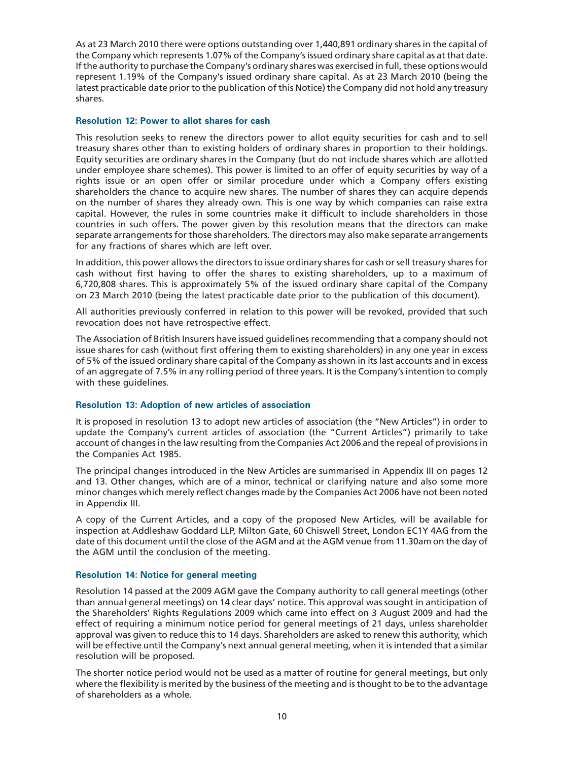As at 23 March 2010 there were options outstanding over 1,440,891 ordinary shares in the capital of the Company which represents 1.07% of the Company's issued ordinary share capital as at that date. If the authority to purchase the Company's ordinary shares was exercised in full, these options would represent 1.19% of the Company's issued ordinary share capital. As at 23 March 2010 (being the latest practicable date prior to the publication of this Notice) the Company did not hold any treasury shares.

### Resolution 12: Power to allot shares for cash

This resolution seeks to renew the directors power to allot equity securities for cash and to sell treasury shares other than to existing holders of ordinary shares in proportion to their holdings. Equity securities are ordinary shares in the Company (but do not include shares which are allotted under employee share schemes). This power is limited to an offer of equity securities by way of a rights issue or an open offer or similar procedure under which a Company offers existing shareholders the chance to acquire new shares. The number of shares they can acquire depends on the number of shares they already own. This is one way by which companies can raise extra capital. However, the rules in some countries make it difficult to include shareholders in those countries in such offers. The power given by this resolution means that the directors can make separate arrangements for those shareholders. The directors may also make separate arrangements for any fractions of shares which are left over.

In addition, this power allows the directors to issue ordinary shares for cash or sell treasury shares for cash without first having to offer the shares to existing shareholders, up to a maximum of 6,720,808 shares. This is approximately 5% of the issued ordinary share capital of the Company on 23 March 2010 (being the latest practicable date prior to the publication of this document).

All authorities previously conferred in relation to this power will be revoked, provided that such revocation does not have retrospective effect.

The Association of British Insurers have issued guidelines recommending that a company should not issue shares for cash (without first offering them to existing shareholders) in any one year in excess of 5% of the issued ordinary share capital of the Company as shown in its last accounts and in excess of an aggregate of 7.5% in any rolling period of three years. It is the Company's intention to comply with these guidelines.

### Resolution 13: Adoption of new articles of association

It is proposed in resolution 13 to adopt new articles of association (the "New Articles") in order to update the Company's current articles of association (the "Current Articles") primarily to take account of changes in the law resulting from the Companies Act 2006 and the repeal of provisions in the Companies Act 1985.

The principal changes introduced in the New Articles are summarised in Appendix III on pages 12 and 13. Other changes, which are of a minor, technical or clarifying nature and also some more minor changes which merely reflect changes made by the Companies Act 2006 have not been noted in Appendix III.

A copy of the Current Articles, and a copy of the proposed New Articles, will be available for inspection at Addleshaw Goddard LLP, Milton Gate, 60 Chiswell Street, London EC1Y 4AG from the date of this document until the close of the AGM and at the AGM venue from 11.30am on the day of the AGM until the conclusion of the meeting.

### Resolution 14: Notice for general meeting

Resolution 14 passed at the 2009 AGM gave the Company authority to call general meetings (other than annual general meetings) on 14 clear days' notice. This approval was sought in anticipation of the Shareholders' Rights Regulations 2009 which came into effect on 3 August 2009 and had the effect of requiring a minimum notice period for general meetings of 21 days, unless shareholder approval was given to reduce this to 14 days. Shareholders are asked to renew this authority, which will be effective until the Company's next annual general meeting, when it is intended that a similar resolution will be proposed.

The shorter notice period would not be used as a matter of routine for general meetings, but only where the flexibility is merited by the business of the meeting and is thought to be to the advantage of shareholders as a whole.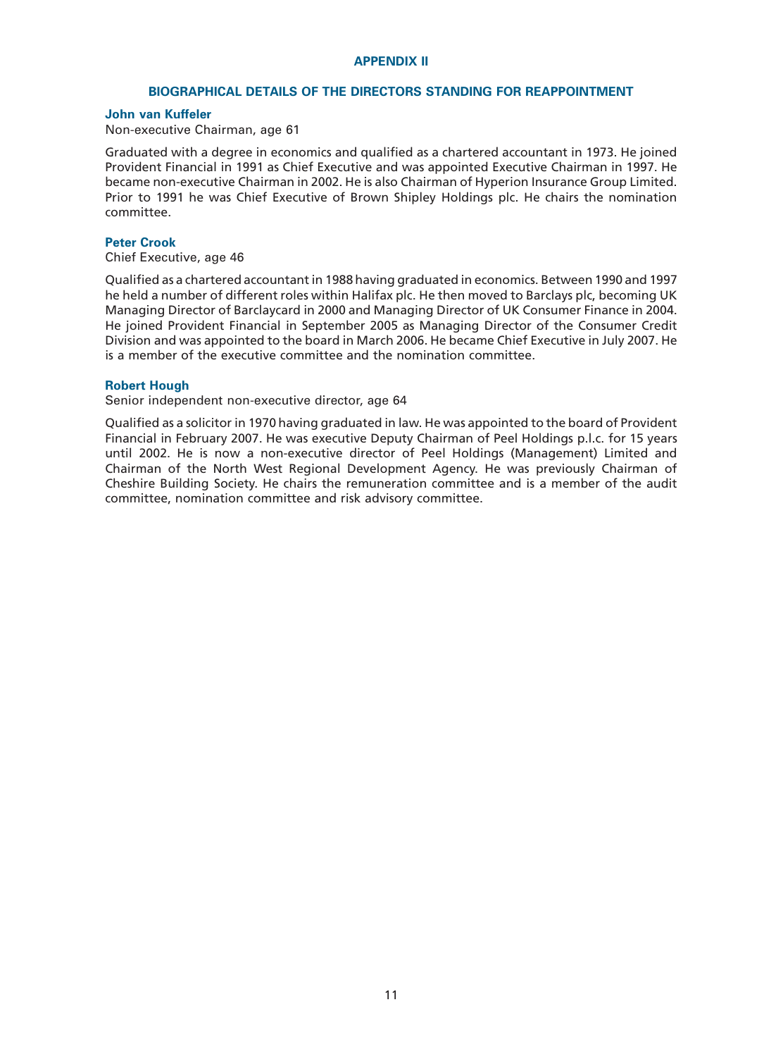## APPENDIX II

### BIOGRAPHICAL DETAILS OF THE DIRECTORS STANDING FOR REAPPOINTMENT

**John van Kuffeler**

Non-executive Chairman, age 61

Graduated with a degree in economics and qualified as a chartered accountant in 1973. He joined Provident Financial in 1991 as Chief Executive and was appointed Executive Chairman in 1997. He became non-executive Chairman in 2002. He is also Chairman of Hyperion Insurance Group Limited. Prior to 1991 he was Chief Executive of Brown Shipley Holdings plc. He chairs the nomination committee.

**Peter Crook**

Chief Executive, age 46

Qualified as a chartered accountant in 1988 having graduated in economics. Between 1990 and 1997 he held a number of different roles within Halifax plc. He then moved to Barclays plc, becoming UK Managing Director of Barclaycard in 2000 and Managing Director of UK Consumer Finance in 2004. He joined Provident Financial in September 2005 as Managing Director of the Consumer Credit Division and was appointed to the board in March 2006. He became Chief Executive in July 2007. He is a member of the executive committee and the nomination committee.

**Robert Hough**

Senior independent non-executive director, age 64

Qualified as a solicitor in 1970 having graduated in law. He was appointed to the board of Provident Financial in February 2007. He was executive Deputy Chairman of Peel Holdings p.l.c. for 15 years until 2002. He is now a non-executive director of Peel Holdings (Management) Limited and Chairman of the North West Regional Development Agency. He was previously Chairman of Cheshire Building Society. He chairs the remuneration committee and is a member of the audit committee, nomination committee and risk advisory committee.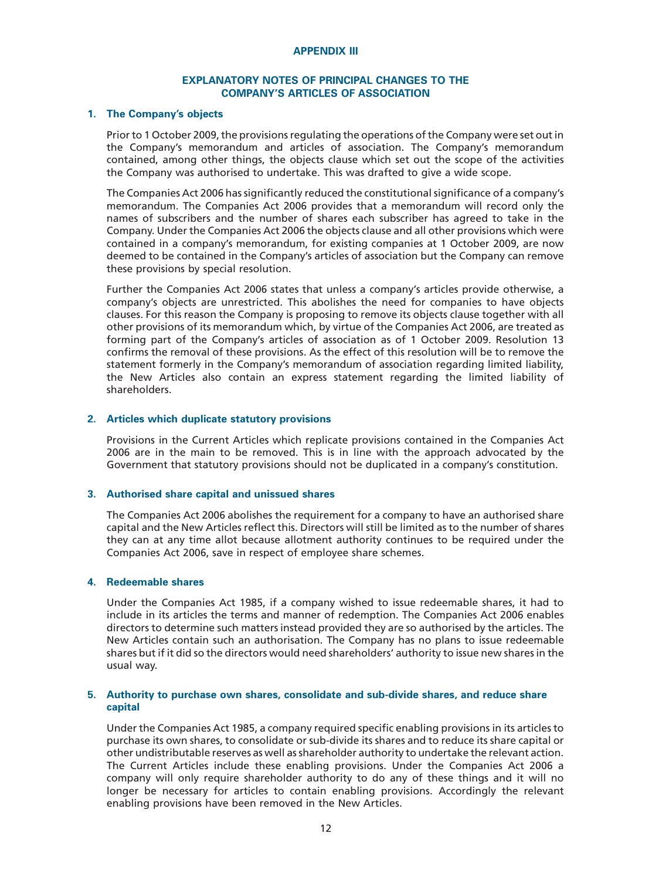# APPENDIX III

## EXPLANATORY NOTES OF PRINCIPAL CHANGES TO THE COMPANY'S ARTICLES OF ASSOCIATION

### 1. The Company's objects

Prior to 1 October 2009, the provisions regulating the operations of the Company were set out in the Company's memorandum and articles of association. The Company's memorandum contained, among other things, the objects clause which set out the scope of the activities the Company was authorised to undertake. This was drafted to give a wide scope.

The Companies Act 2006 has significantly reduced the constitutional significance of a company's memorandum. The Companies Act 2006 provides that a memorandum will record only the names of subscribers and the number of shares each subscriber has agreed to take in the Company. Under the Companies Act 2006 the objects clause and all other provisions which were contained in a company's memorandum, for existing companies at 1 October 2009, are now deemed to be contained in the Company's articles of association but the Company can remove these provisions by special resolution.

Further the Companies Act 2006 states that unless a company's articles provide otherwise, a company's objects are unrestricted. This abolishes the need for companies to have objects clauses. For this reason the Company is proposing to remove its objects clause together with all other provisions of its memorandum which, by virtue of the Companies Act 2006, are treated as forming part of the Company's articles of association as of 1 October 2009. Resolution 13 confirms the removal of these provisions. As the effect of this resolution will be to remove the statement formerly in the Company's memorandum of association regarding limited liability, the New Articles also contain an express statement regarding the limited liability of shareholders.

### 2. Articles which duplicate statutory provisions

Provisions in the Current Articles which replicate provisions contained in the Companies Act 2006 are in the main to be removed. This is in line with the approach advocated by the Government that statutory provisions should not be duplicated in a company's constitution.

### 3. Authorised share capital and unissued shares

The Companies Act 2006 abolishes the requirement for a company to have an authorised share capital and the New Articles reflect this. Directors will still be limited as to the number of shares they can at any time allot because allotment authority continues to be required under the Companies Act 2006, save in respect of employee share schemes.

### 4. Redeemable shares

Under the Companies Act 1985, if a company wished to issue redeemable shares, it had to include in its articles the terms and manner of redemption. The Companies Act 2006 enables directors to determine such matters instead provided they are so authorised by the articles. The New Articles contain such an authorisation. The Company has no plans to issue redeemable shares but if it did so the directors would need shareholders' authority to issue new shares in the usual way.

### 5. Authority to purchase own shares, consolidate and sub-divide shares, and reduce share capital

Under the Companies Act 1985, a company required specific enabling provisions in its articles to purchase its own shares, to consolidate or sub-divide its shares and to reduce its share capital or other undistributable reserves as well as shareholder authority to undertake the relevant action. The Current Articles include these enabling provisions. Under the Companies Act 2006 a company will only require shareholder authority to do any of these things and it will no longer be necessary for articles to contain enabling provisions. Accordingly the relevant enabling provisions have been removed in the New Articles.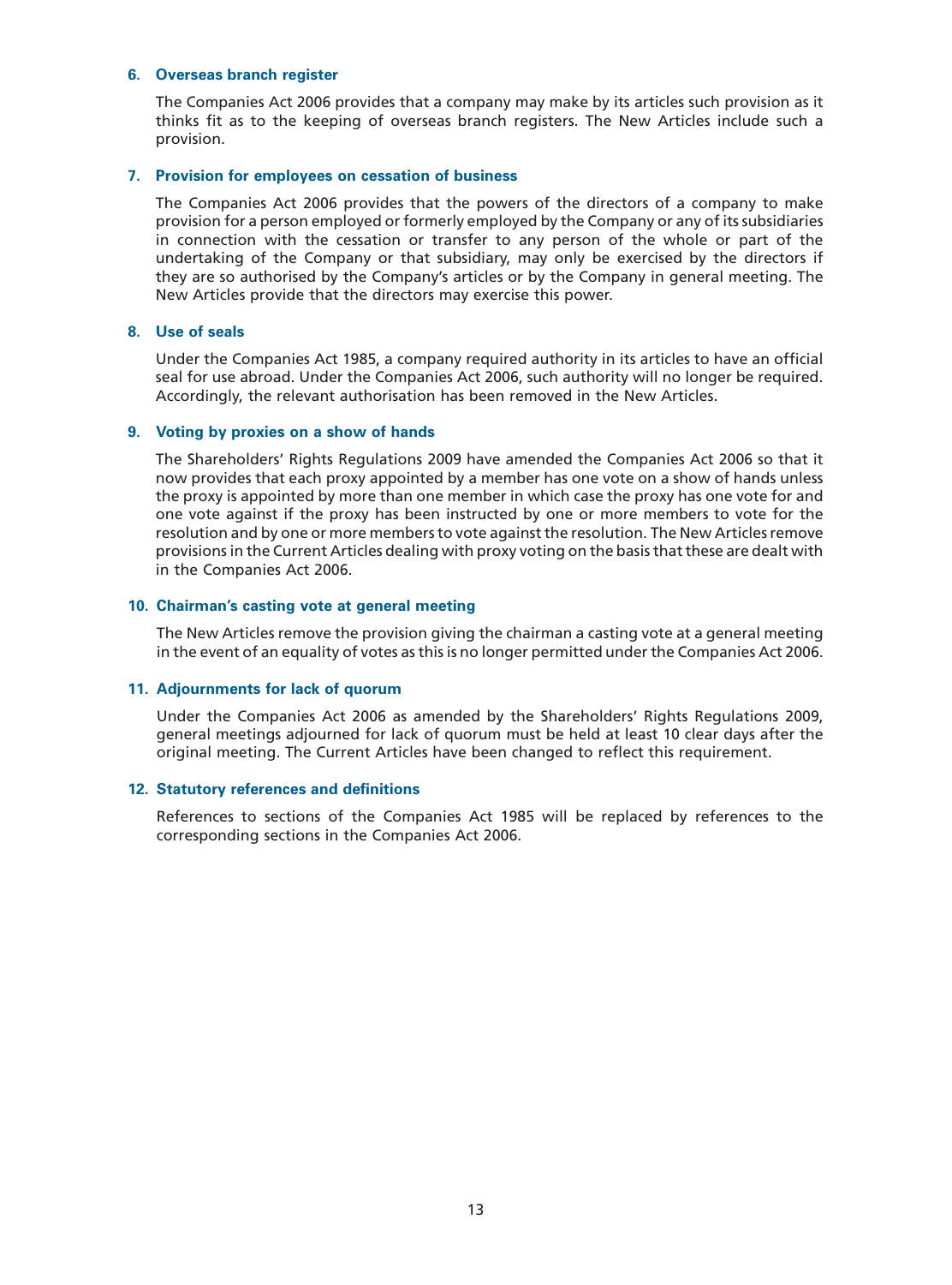### 6. Overseas branch register

The Companies Act 2006 provides that a company may make by its articles such provision as it thinks fit as to the keeping of overseas branch registers. The New Articles include such a provision.

### 7. Provision for employees on cessation of business

The Companies Act 2006 provides that the powers of the directors of a company to make provision for a person employed or formerly employed by the Company or any of its subsidiaries in connection with the cessation or transfer to any person of the whole or part of the undertaking of the Company or that subsidiary, may only be exercised by the directors if they are so authorised by the Company's articles or by the Company in general meeting. The New Articles provide that the directors may exercise this power.

### 8. Use of seals

Under the Companies Act 1985, a company required authority in its articles to have an official seal for use abroad. Under the Companies Act 2006, such authority will no longer be required. Accordingly, the relevant authorisation has been removed in the New Articles.

### 9. Voting by proxies on a show of hands

The Shareholders' Rights Regulations 2009 have amended the Companies Act 2006 so that it now provides that each proxy appointed by a member has one vote on a show of hands unless the proxy is appointed by more than one member in which case the proxy has one vote for and one vote against if the proxy has been instructed by one or more members to vote for the resolution and by one or more members to vote against the resolution. The New Articles remove provisions in the Current Articles dealing with proxy voting on the basis that these are dealt with in the Companies Act 2006.

### 10. Chairman's casting vote at general meeting

The New Articles remove the provision giving the chairman a casting vote at a general meeting in the event of an equality of votes as this is no longer permitted under the Companies Act 2006.

### 11. Adjournments for lack of quorum

Under the Companies Act 2006 as amended by the Shareholders' Rights Regulations 2009, general meetings adjourned for lack of quorum must be held at least 10 clear days after the original meeting. The Current Articles have been changed to reflect this requirement.

### 12. Statutory references and definitions

References to sections of the Companies Act 1985 will be replaced by references to the corresponding sections in the Companies Act 2006.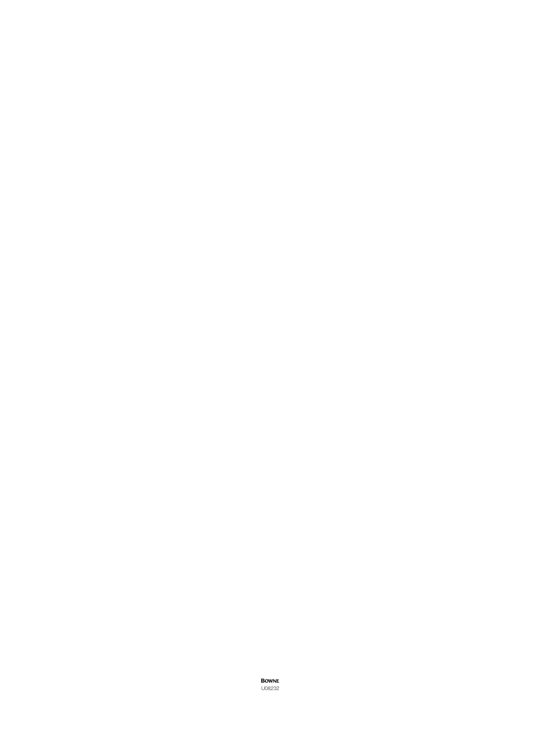Bowne
U08232